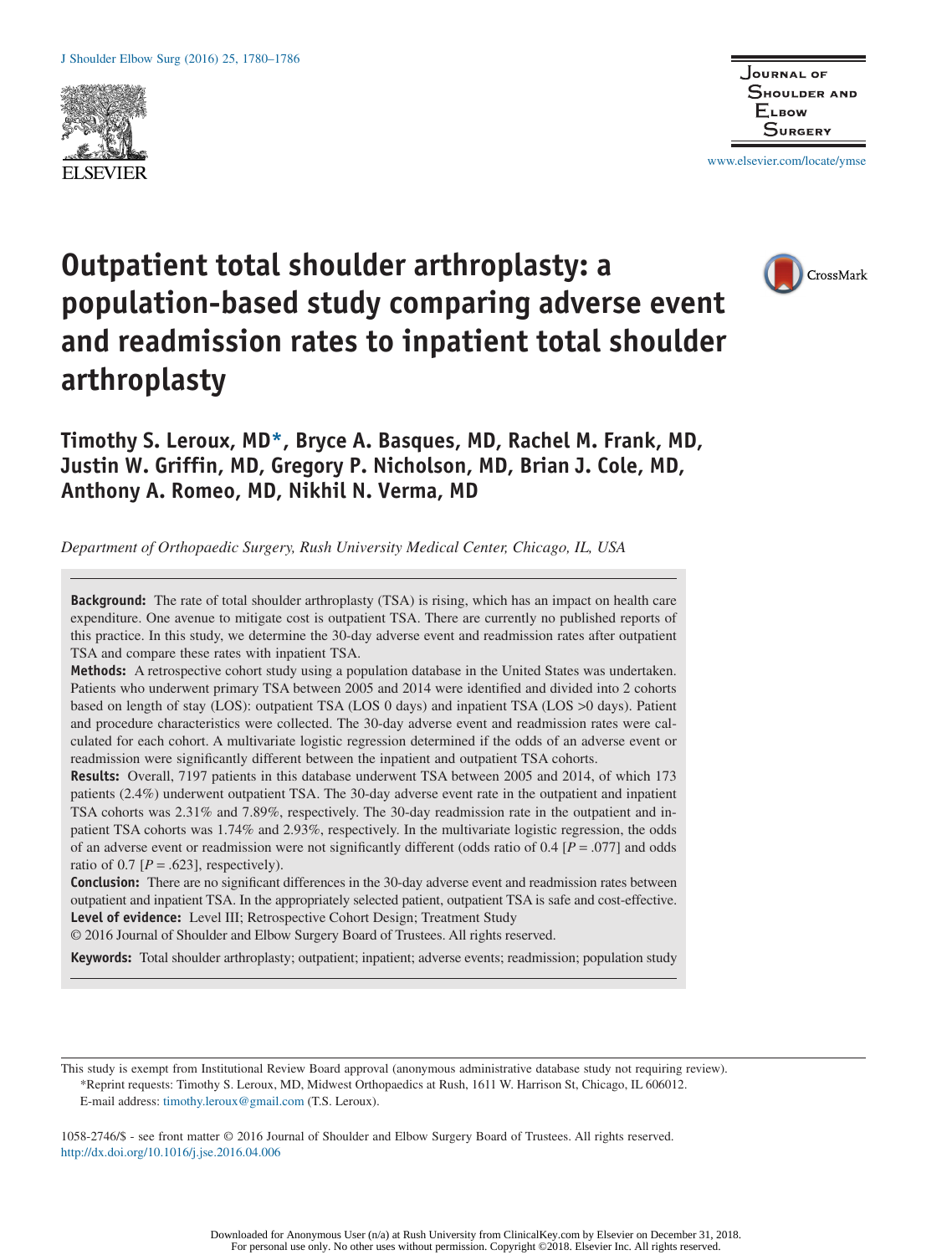# Outpatient total shoulder arthroplasty: a population-based study comparing adverse event and readmission rates to inpatient total shoulder arthroplasty

**Timothy S. Leroux, MD*, Bryce A. Basques, MD, Rachel M. Frank, MD, Justin W. Griffin, MD, Gregory P. Nicholson, MD, Brian J. Cole, MD, Anthony A. Romeo, MD, Nikhil N. Verma, MD**

*Department of Orthopaedic Surgery, Rush University Medical Center, Chicago, IL, USA*

**Background:** The rate of total shoulder arthroplasty (TSA) is rising, which has an impact on health care expenditure. One avenue to mitigate cost is outpatient TSA. There are currently no published reports of this practice. In this study, we determine the 30-day adverse event and readmission rates after outpatient TSA and compare these rates with inpatient TSA.

**Methods:** A retrospective cohort study using a population database in the United States was undertaken. Patients who underwent primary TSA between 2005 and 2014 were identified and divided into 2 cohorts based on length of stay (LOS): outpatient TSA (LOS 0 days) and inpatient TSA (LOS >0 days). Patient and procedure characteristics were collected. The 30-day adverse event and readmission rates were calculated for each cohort. A multivariate logistic regression determined if the odds of an adverse event or readmission were significantly different between the inpatient and outpatient TSA cohorts.

**Results:** Overall, 7197 patients in this database underwent TSA between 2005 and 2014, of which 173 patients (2.4%) underwent outpatient TSA. The 30-day adverse event rate in the outpatient and inpatient TSA cohorts was 2.31% and 7.89%, respectively. The 30-day readmission rate in the outpatient and inpatient TSA cohorts was 1.74% and 2.93%, respectively. In the multivariate logistic regression, the odds of an adverse event or readmission were not significantly different (odds ratio of 0.4 [$P = .077$] and odds ratio of 0.7 [$P = .623$], respectively).

**Conclusion:** There are no significant differences in the 30-day adverse event and readmission rates between outpatient and inpatient TSA. In the appropriately selected patient, outpatient TSA is safe and cost-effective.

**Level of evidence:** Level III; Retrospective Cohort Design; Treatment Study

© 2016 Journal of Shoulder and Elbow Surgery Board of Trustees. All rights reserved.

**Keywords:** Total shoulder arthroplasty; outpatient; inpatient; adverse events; readmission; population study

---

This study is exempt from Institutional Review Board approval (anonymous administrative database study not requiring review).

*Reprint requests: Timothy S. Leroux, MD, Midwest Orthopaedics at Rush, 1611 W. Harrison St, Chicago, IL 606012.

E-mail address: timothy.leroux@gmail.com (T.S. Leroux).

1058-2746/$ - see front matter © 2016 Journal of Shoulder and Elbow Surgery Board of Trustees. All rights reserved.
http://dx.doi.org/10.1016/j.jse.2016.04.006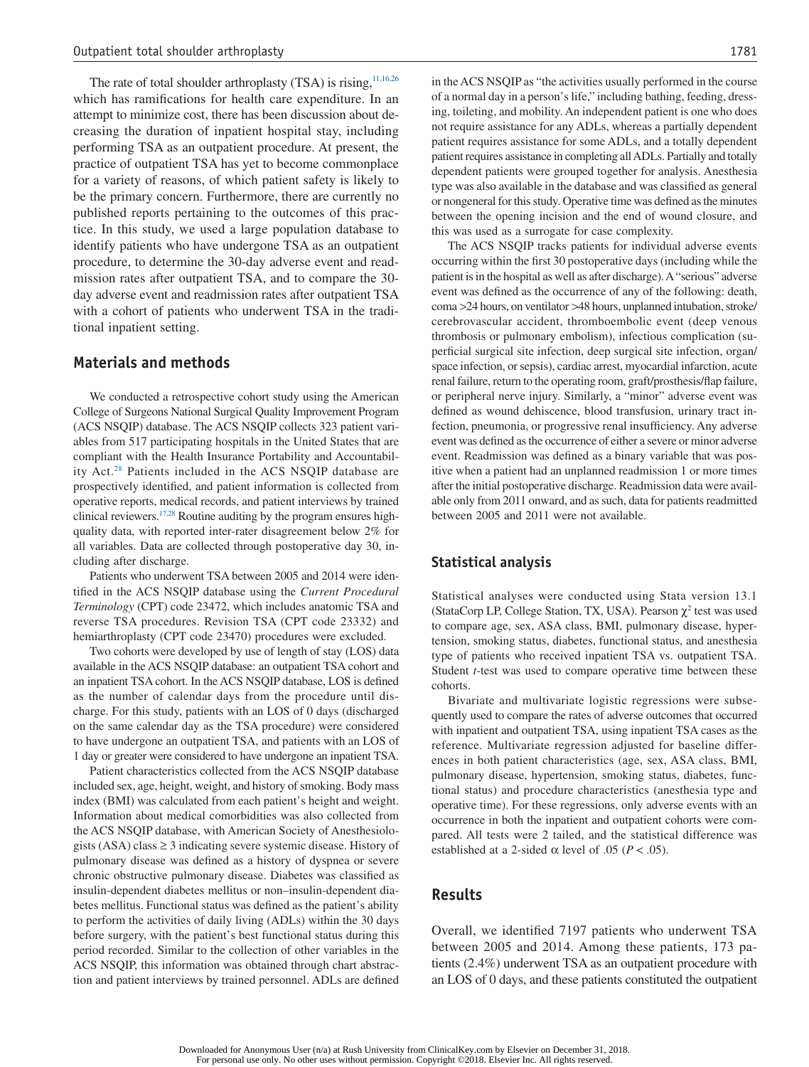The rate of total shoulder arthroplasty (TSA) is rising,[11,16,26] which has ramifications for health care expenditure. In an attempt to minimize cost, there has been discussion about decreasing the duration of inpatient hospital stay, including performing TSA as an outpatient procedure. At present, the practice of outpatient TSA has yet to become commonplace for a variety of reasons, of which patient safety is likely to be the primary concern. Furthermore, there are currently no published reports pertaining to the outcomes of this practice. In this study, we used a large population database to identify patients who have undergone TSA as an outpatient procedure, to determine the 30-day adverse event and readmission rates after outpatient TSA, and to compare the 30-day adverse event and readmission rates after outpatient TSA with a cohort of patients who underwent TSA in the traditional inpatient setting.

## Materials and methods

We conducted a retrospective cohort study using the American College of Surgeons National Surgical Quality Improvement Program (ACS NSQIP) database. The ACS NSQIP collects 323 patient variables from 517 participating hospitals in the United States that are compliant with the Health Insurance Portability and Accountability Act.[28] Patients included in the ACS NSQIP database are prospectively identified, and patient information is collected from operative reports, medical records, and patient interviews by trained clinical reviewers.[17,28] Routine auditing by the program ensures high-quality data, with reported inter-rater disagreement below 2% for all variables. Data are collected through postoperative day 30, including after discharge.

Patients who underwent TSA between 2005 and 2014 were identified in the ACS NSQIP database using the *Current Procedural Terminology* (CPT) code 23472, which includes anatomic TSA and reverse TSA procedures. Revision TSA (CPT code 23332) and hemiarthroplasty (CPT code 23470) procedures were excluded.

Two cohorts were developed by use of length of stay (LOS) data available in the ACS NSQIP database: an outpatient TSA cohort and an inpatient TSA cohort. In the ACS NSQIP database, LOS is defined as the number of calendar days from the procedure until discharge. For this study, patients with an LOS of 0 days (discharged on the same calendar day as the TSA procedure) were considered to have undergone an outpatient TSA, and patients with an LOS of 1 day or greater were considered to have undergone an inpatient TSA.

Patient characteristics collected from the ACS NSQIP database included sex, age, height, weight, and history of smoking. Body mass index (BMI) was calculated from each patient's height and weight. Information about medical comorbidities was also collected from the ACS NSQIP database, with American Society of Anesthesiologists (ASA) class ≥ 3 indicating severe systemic disease. History of pulmonary disease was defined as a history of dyspnea or severe chronic obstructive pulmonary disease. Diabetes was classified as insulin-dependent diabetes mellitus or non–insulin-dependent diabetes mellitus. Functional status was defined as the patient's ability to perform the activities of daily living (ADLs) within the 30 days before surgery, with the patient's best functional status during this period recorded. Similar to the collection of other variables in the ACS NSQIP, this information was obtained through chart abstraction and patient interviews by trained personnel. ADLs are defined in the ACS NSQIP as "the activities usually performed in the course of a normal day in a person's life," including bathing, feeding, dressing, toileting, and mobility. An independent patient is one who does not require assistance for any ADLs, whereas a partially dependent patient requires assistance for some ADLs, and a totally dependent patient requires assistance in completing all ADLs. Partially and totally dependent patients were grouped together for analysis. Anesthesia type was also available in the database and was classified as general or nongeneral for this study. Operative time was defined as the minutes between the opening incision and the end of wound closure, and this was used as a surrogate for case complexity.

The ACS NSQIP tracks patients for individual adverse events occurring within the first 30 postoperative days (including while the patient is in the hospital as well as after discharge). A "serious" adverse event was defined as the occurrence of any of the following: death, coma >24 hours, on ventilator >48 hours, unplanned intubation, stroke/cerebrovascular accident, thromboembolic event (deep venous thrombosis or pulmonary embolism), infectious complication (superficial surgical site infection, deep surgical site infection, organ/space infection, or sepsis), cardiac arrest, myocardial infarction, acute renal failure, return to the operating room, graft/prosthesis/flap failure, or peripheral nerve injury. Similarly, a "minor" adverse event was defined as wound dehiscence, blood transfusion, urinary tract infection, pneumonia, or progressive renal insufficiency. Any adverse event was defined as the occurrence of either a severe or minor adverse event. Readmission was defined as a binary variable that was positive when a patient had an unplanned readmission 1 or more times after the initial postoperative discharge. Readmission data were available only from 2011 onward, and as such, data for patients readmitted between 2005 and 2011 were not available.

### Statistical analysis

Statistical analyses were conducted using Stata version 13.1 (StataCorp LP, College Station, TX, USA). Pearson $\chi^2$ test was used to compare age, sex, ASA class, BMI, pulmonary disease, hypertension, smoking status, diabetes, functional status, and anesthesia type of patients who received inpatient TSA vs. outpatient TSA. Student *t*-test was used to compare operative time between these cohorts.

Bivariate and multivariate logistic regressions were subsequently used to compare the rates of adverse outcomes that occurred with inpatient and outpatient TSA, using inpatient TSA cases as the reference. Multivariate regression adjusted for baseline differences in both patient characteristics (age, sex, ASA class, BMI, pulmonary disease, hypertension, smoking status, diabetes, functional status) and procedure characteristics (anesthesia type and operative time). For these regressions, only adverse events with an occurrence in both the inpatient and outpatient cohorts were compared. All tests were 2 tailed, and the statistical difference was established at a 2-sided $\alpha$ level of .05 ($P < .05$).

## Results

Overall, we identified 7197 patients who underwent TSA between 2005 and 2014. Among these patients, 173 patients (2.4%) underwent TSA as an outpatient procedure with an LOS of 0 days, and these patients constituted the outpatient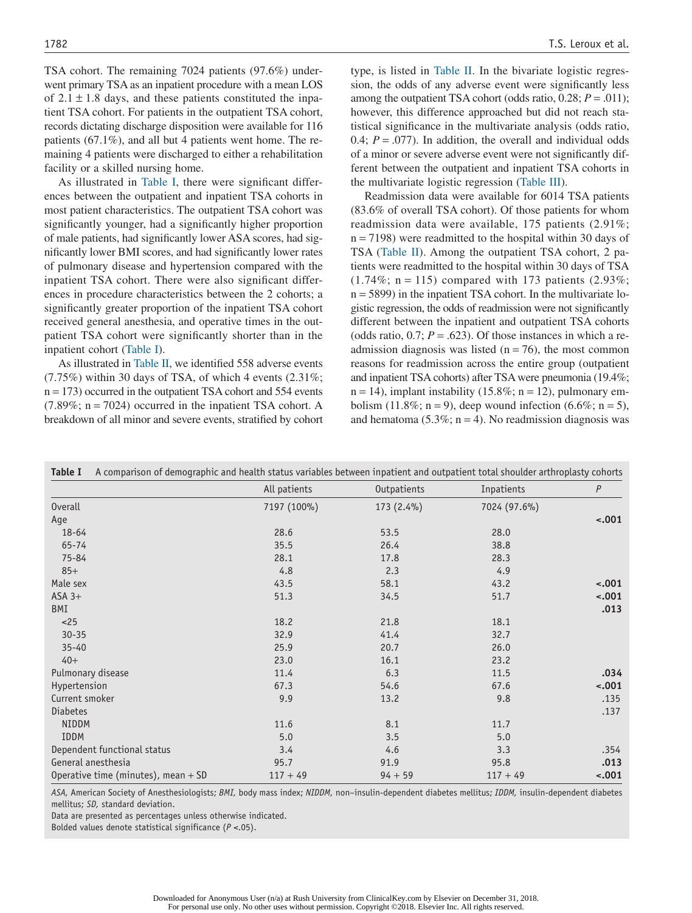TSA cohort. The remaining 7024 patients (97.6%) underwent primary TSA as an inpatient procedure with a mean LOS of 2.1 ± 1.8 days, and these patients constituted the inpatient TSA cohort. For patients in the outpatient TSA cohort, records dictating discharge disposition were available for 116 patients (67.1%), and all but 4 patients went home. The remaining 4 patients were discharged to either a rehabilitation facility or a skilled nursing home.

As illustrated in Table I, there were significant differences between the outpatient and inpatient TSA cohorts in most patient characteristics. The outpatient TSA cohort was significantly younger, had a significantly higher proportion of male patients, had significantly lower ASA scores, had significantly lower BMI scores, and had significantly lower rates of pulmonary disease and hypertension compared with the inpatient TSA cohort. There were also significant differences in procedure characteristics between the 2 cohorts; a significantly greater proportion of the inpatient TSA cohort received general anesthesia, and operative times in the outpatient TSA cohort were significantly shorter than in the inpatient cohort (Table I).

As illustrated in Table II, we identified 558 adverse events (7.75%) within 30 days of TSA, of which 4 events (2.31%; n = 173) occurred in the outpatient TSA cohort and 554 events (7.89%; n = 7024) occurred in the inpatient TSA cohort. A breakdown of all minor and severe events, stratified by cohort type, is listed in Table II. In the bivariate logistic regression, the odds of any adverse event were significantly less among the outpatient TSA cohort (odds ratio, 0.28; *P* = .011); however, this difference approached but did not reach statistical significance in the multivariate analysis (odds ratio, 0.4; *P* = .077). In addition, the overall and individual odds of a minor or severe adverse event were not significantly different between the outpatient and inpatient TSA cohorts in the multivariate logistic regression (Table III).

Readmission data were available for 6014 TSA patients (83.6% of overall TSA cohort). Of those patients for whom readmission data were available, 175 patients (2.91%; n = 7198) were readmitted to the hospital within 30 days of TSA (Table II). Among the outpatient TSA cohort, 2 patients were readmitted to the hospital within 30 days of TSA (1.74%; n = 115) compared with 173 patients (2.93%; n = 5899) in the inpatient TSA cohort. In the multivariate logistic regression, the odds of readmission were not significantly different between the inpatient and outpatient TSA cohorts (odds ratio, 0.7; *P* = .623). Of those instances in which a readmission diagnosis was listed (n = 76), the most common reasons for readmission across the entire group (outpatient and inpatient TSA cohorts) after TSA were pneumonia (19.4%; n = 14), implant instability (15.8%; n = 12), pulmonary embolism (11.8%; n = 9), deep wound infection (6.6%; n = 5), and hematoma (5.3%; n = 4). No readmission diagnosis was

**Table I** A comparison of demographic and health status variables between inpatient and outpatient total shoulder arthroplasty cohorts

| | All patients | Outpatients | Inpatients | *P* |
|---|---|---|---|---|
| Overall | 7197 (100%) | 173 (2.4%) | 7024 (97.6%) | |
| Age | | | | **<.001** |
| 18-64 | 28.6 | 53.5 | 28.0 | |
| 65-74 | 35.5 | 26.4 | 38.8 | |
| 75-84 | 28.1 | 17.8 | 28.3 | |
| 85+ | 4.8 | 2.3 | 4.9 | |
| Male sex | 43.5 | 58.1 | 43.2 | **<.001** |
| ASA 3+ | 51.3 | 34.5 | 51.7 | **<.001** |
| BMI | | | | **.013** |
| <25 | 18.2 | 21.8 | 18.1 | |
| 30-35 | 32.9 | 41.4 | 32.7 | |
| 35-40 | 25.9 | 20.7 | 26.0 | |
| 40+ | 23.0 | 16.1 | 23.2 | |
| Pulmonary disease | 11.4 | 6.3 | 11.5 | **.034** |
| Hypertension | 67.3 | 54.6 | 67.6 | **<.001** |
| Current smoker | 9.9 | 13.2 | 9.8 | .135 |
| Diabetes | | | | .137 |
| NIDDM | 11.6 | 8.1 | 11.7 | |
| IDDM | 5.0 | 3.5 | 5.0 | |
| Dependent functional status | 3.4 | 4.6 | 3.3 | .354 |
| General anesthesia | 95.7 | 91.9 | 95.8 | **.013** |
| Operative time (minutes), mean + SD | 117 + 49 | 94 + 59 | 117 + 49 | **<.001** |

*ASA,* American Society of Anesthesiologists; *BMI,* body mass index; *NIDDM,* non–insulin-dependent diabetes mellitus; *IDDM,* insulin-dependent diabetes mellitus; *SD,* standard deviation.
Data are presented as percentages unless otherwise indicated.
Bolded values denote statistical significance (*P* <.05).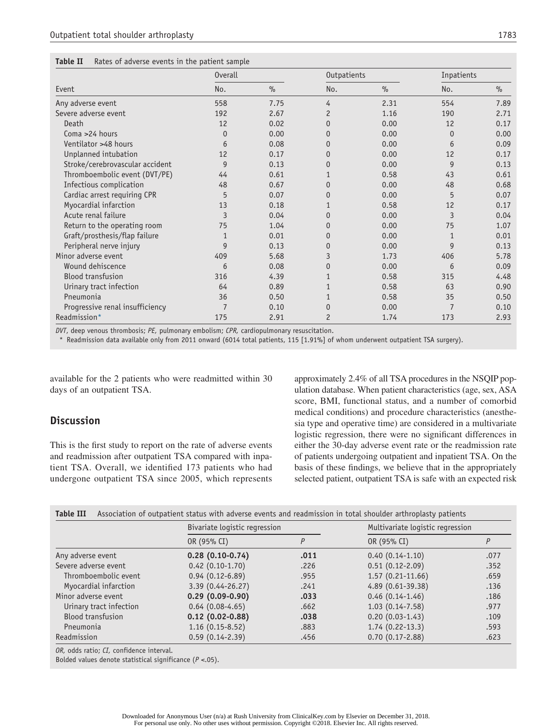**Table II** Rates of adverse events in the patient sample

| Event | Overall | | Outpatients | | Inpatients | |
|---|---|---|---|---|---|---|
| | No. | % | No. | % | No. | % |
| Any adverse event | 558 | 7.75 | 4 | 2.31 | 554 | 7.89 |
| Severe adverse event | 192 | 2.67 | 2 | 1.16 | 190 | 2.71 |
| Death | 12 | 0.02 | 0 | 0.00 | 12 | 0.17 |
| Coma >24 hours | 0 | 0.00 | 0 | 0.00 | 0 | 0.00 |
| Ventilator >48 hours | 6 | 0.08 | 0 | 0.00 | 6 | 0.09 |
| Unplanned intubation | 12 | 0.17 | 0 | 0.00 | 12 | 0.17 |
| Stroke/cerebrovascular accident | 9 | 0.13 | 0 | 0.00 | 9 | 0.13 |
| Thromboembolic event (DVT/PE) | 44 | 0.61 | 1 | 0.58 | 43 | 0.61 |
| Infectious complication | 48 | 0.67 | 0 | 0.00 | 48 | 0.68 |
| Cardiac arrest requiring CPR | 5 | 0.07 | 0 | 0.00 | 5 | 0.07 |
| Myocardial infarction | 13 | 0.18 | 1 | 0.58 | 12 | 0.17 |
| Acute renal failure | 3 | 0.04 | 0 | 0.00 | 3 | 0.04 |
| Return to the operating room | 75 | 1.04 | 0 | 0.00 | 75 | 1.07 |
| Graft/prosthesis/flap failure | 1 | 0.01 | 0 | 0.00 | 1 | 0.01 |
| Peripheral nerve injury | 9 | 0.13 | 0 | 0.00 | 9 | 0.13 |
| Minor adverse event | 409 | 5.68 | 3 | 1.73 | 406 | 5.78 |
| Wound dehiscence | 6 | 0.08 | 0 | 0.00 | 6 | 0.09 |
| Blood transfusion | 316 | 4.39 | 1 | 0.58 | 315 | 4.48 |
| Urinary tract infection | 64 | 0.89 | 1 | 0.58 | 63 | 0.90 |
| Pneumonia | 36 | 0.50 | 1 | 0.58 | 35 | 0.50 |
| Progressive renal insufficiency | 7 | 0.10 | 0 | 0.00 | 7 | 0.10 |
| Readmission* | 175 | 2.91 | 2 | 1.74 | 173 | 2.93 |

*DVT*, deep venous thrombosis; *PE*, pulmonary embolism; *CPR*, cardiopulmonary resuscitation.

\* Readmission data available only from 2011 onward (6014 total patients, 115 [1.91%] of whom underwent outpatient TSA surgery).

available for the 2 patients who were readmitted within 30 days of an outpatient TSA.

## Discussion

This is the first study to report on the rate of adverse events and readmission after outpatient TSA compared with inpatient TSA. Overall, we identified 173 patients who had undergone outpatient TSA since 2005, which represents approximately 2.4% of all TSA procedures in the NSQIP population database. When patient characteristics (age, sex, ASA score, BMI, functional status, and a number of comorbid medical conditions) and procedure characteristics (anesthesia type and operative time) are considered in a multivariate logistic regression, there were no significant differences in either the 30-day adverse event rate or the readmission rate of patients undergoing outpatient and inpatient TSA. On the basis of these findings, we believe that in the appropriately selected patient, outpatient TSA is safe with an expected risk

**Table III** Association of outpatient status with adverse events and readmission in total shoulder arthroplasty patients

| | Bivariate logistic regression | | Multivariate logistic regression | |
|---|---|---|---|---|
| | OR (95% CI) | *P* | OR (95% CI) | *P* |
| Any adverse event | **0.28 (0.10-0.74)** | **.011** | 0.40 (0.14-1.10) | .077 |
| Severe adverse event | 0.42 (0.10-1.70) | .226 | 0.51 (0.12-2.09) | .352 |
| Thromboembolic event | 0.94 (0.12-6.89) | .955 | 1.57 (0.21-11.66) | .659 |
| Myocardial infarction | 3.39 (0.44-26.27) | .241 | 4.89 (0.61-39.38) | .136 |
| Minor adverse event | **0.29 (0.09-0.90)** | **.033** | 0.46 (0.14-1.46) | .186 |
| Urinary tract infection | 0.64 (0.08-4.65) | .662 | 1.03 (0.14-7.58) | .977 |
| Blood transfusion | **0.12 (0.02-0.88)** | **.038** | 0.20 (0.03-1.43) | .109 |
| Pneumonia | 1.16 (0.15-8.52) | .883 | 1.74 (0.22-13.3) | .593 |
| Readmission | 0.59 (0.14-2.39) | .456 | 0.70 (0.17-2.88) | .623 |

*OR*, odds ratio; *CI*, confidence interval.

Bolded values denote statistical significance ($P < .05$).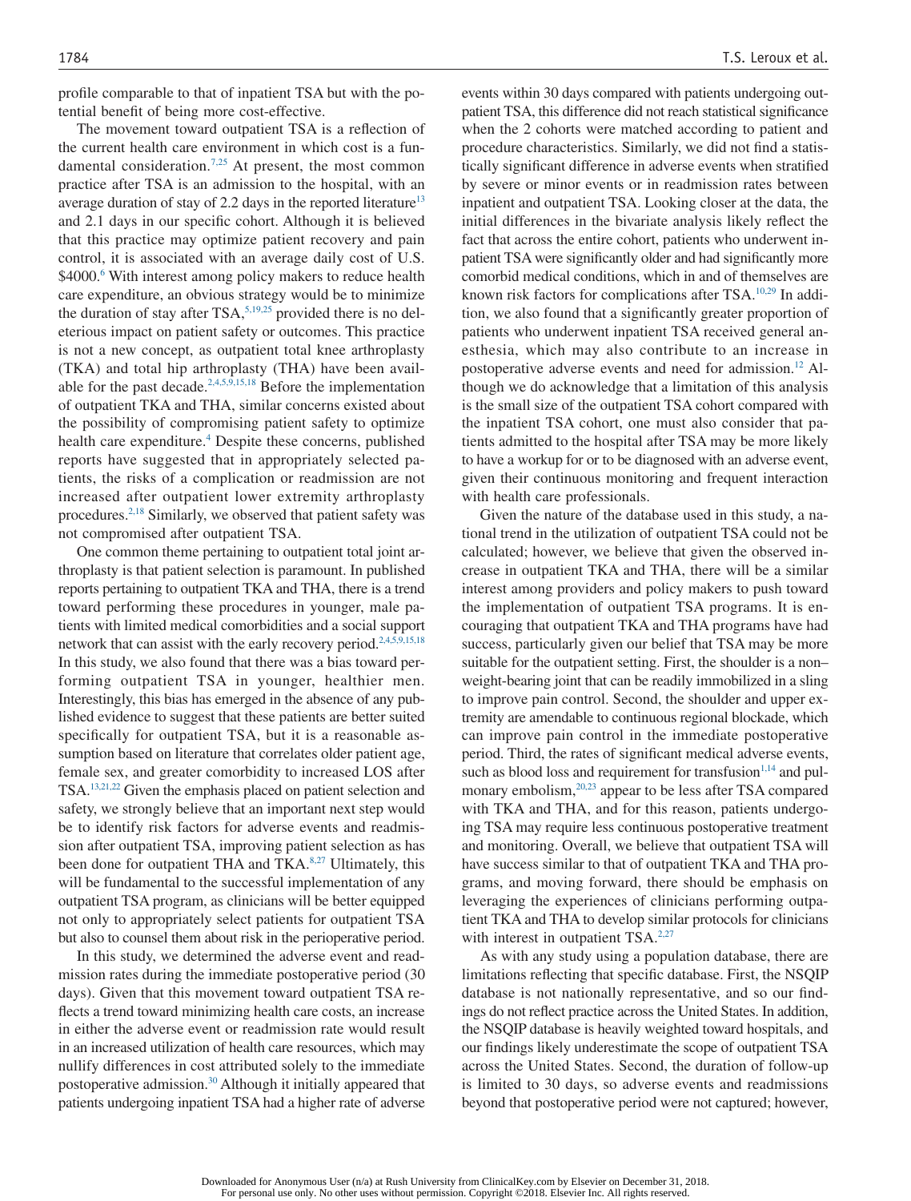profile comparable to that of inpatient TSA but with the potential benefit of being more cost-effective.

The movement toward outpatient TSA is a reflection of the current health care environment in which cost is a fundamental consideration.[7,25] At present, the most common practice after TSA is an admission to the hospital, with an average duration of stay of 2.2 days in the reported literature[13] and 2.1 days in our specific cohort. Although it is believed that this practice may optimize patient recovery and pain control, it is associated with an average daily cost of U.S. $4000.[6] With interest among policy makers to reduce health care expenditure, an obvious strategy would be to minimize the duration of stay after TSA,[5,19,25] provided there is no deleterious impact on patient safety or outcomes. This practice is not a new concept, as outpatient total knee arthroplasty (TKA) and total hip arthroplasty (THA) have been available for the past decade.[2,4,5,9,15,18] Before the implementation of outpatient TKA and THA, similar concerns existed about the possibility of compromising patient safety to optimize health care expenditure.[4] Despite these concerns, published reports have suggested that in appropriately selected patients, the risks of a complication or readmission are not increased after outpatient lower extremity arthroplasty procedures.[2,18] Similarly, we observed that patient safety was not compromised after outpatient TSA.

One common theme pertaining to outpatient total joint arthroplasty is that patient selection is paramount. In published reports pertaining to outpatient TKA and THA, there is a trend toward performing these procedures in younger, male patients with limited medical comorbidities and a social support network that can assist with the early recovery period.[2,4,5,9,15,18] In this study, we also found that there was a bias toward performing outpatient TSA in younger, healthier men. Interestingly, this bias has emerged in the absence of any published evidence to suggest that these patients are better suited specifically for outpatient TSA, but it is a reasonable assumption based on literature that correlates older patient age, female sex, and greater comorbidity to increased LOS after TSA.[13,21,22] Given the emphasis placed on patient selection and safety, we strongly believe that an important next step would be to identify risk factors for adverse events and readmission after outpatient TSA, improving patient selection as has been done for outpatient THA and TKA.[8,27] Ultimately, this will be fundamental to the successful implementation of any outpatient TSA program, as clinicians will be better equipped not only to appropriately select patients for outpatient TSA but also to counsel them about risk in the perioperative period.

In this study, we determined the adverse event and readmission rates during the immediate postoperative period (30 days). Given that this movement toward outpatient TSA reflects a trend toward minimizing health care costs, an increase in either the adverse event or readmission rate would result in an increased utilization of health care resources, which may nullify differences in cost attributed solely to the immediate postoperative admission.[30] Although it initially appeared that patients undergoing inpatient TSA had a higher rate of adverse events within 30 days compared with patients undergoing outpatient TSA, this difference did not reach statistical significance when the 2 cohorts were matched according to patient and procedure characteristics. Similarly, we did not find a statistically significant difference in adverse events when stratified by severe or minor events or in readmission rates between inpatient and outpatient TSA. Looking closer at the data, the initial differences in the bivariate analysis likely reflect the fact that across the entire cohort, patients who underwent inpatient TSA were significantly older and had significantly more comorbid medical conditions, which in and of themselves are known risk factors for complications after TSA.[10,29] In addition, we also found that a significantly greater proportion of patients who underwent inpatient TSA received general anesthesia, which may also contribute to an increase in postoperative adverse events and need for admission.[12] Although we do acknowledge that a limitation of this analysis is the small size of the outpatient TSA cohort compared with the inpatient TSA cohort, one must also consider that patients admitted to the hospital after TSA may be more likely to have a workup for or to be diagnosed with an adverse event, given their continuous monitoring and frequent interaction with health care professionals.

Given the nature of the database used in this study, a national trend in the utilization of outpatient TSA could not be calculated; however, we believe that given the observed increase in outpatient TKA and THA, there will be a similar interest among providers and policy makers to push toward the implementation of outpatient TSA programs. It is encouraging that outpatient TKA and THA programs have had success, particularly given our belief that TSA may be more suitable for the outpatient setting. First, the shoulder is a non–weight-bearing joint that can be readily immobilized in a sling to improve pain control. Second, the shoulder and upper extremity are amendable to continuous regional blockade, which can improve pain control in the immediate postoperative period. Third, the rates of significant medical adverse events, such as blood loss and requirement for transfusion[1,14] and pulmonary embolism,[20,23] appear to be less after TSA compared with TKA and THA, and for this reason, patients undergoing TSA may require less continuous postoperative treatment and monitoring. Overall, we believe that outpatient TSA will have success similar to that of outpatient TKA and THA programs, and moving forward, there should be emphasis on leveraging the experiences of clinicians performing outpatient TKA and THA to develop similar protocols for clinicians with interest in outpatient TSA.[2,27]

As with any study using a population database, there are limitations reflecting that specific database. First, the NSQIP database is not nationally representative, and so our findings do not reflect practice across the United States. In addition, the NSQIP database is heavily weighted toward hospitals, and our findings likely underestimate the scope of outpatient TSA across the United States. Second, the duration of follow-up is limited to 30 days, so adverse events and readmissions beyond that postoperative period were not captured; however,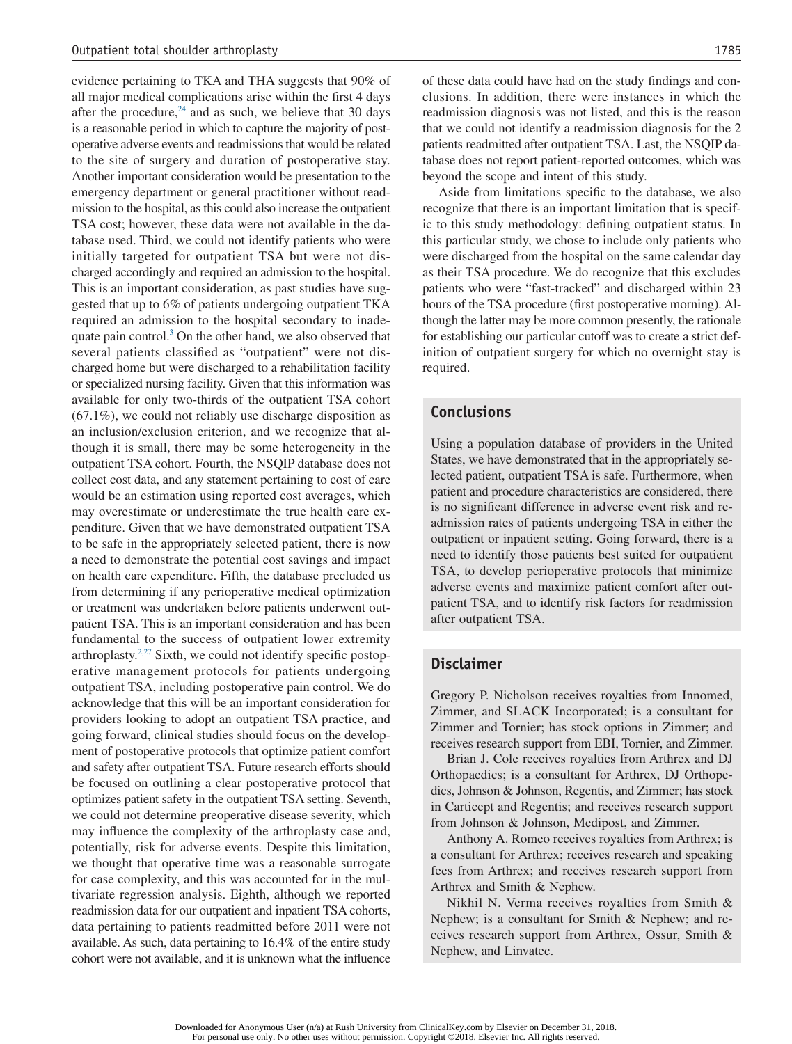evidence pertaining to TKA and THA suggests that 90% of all major medical complications arise within the first 4 days after the procedure,[24] and as such, we believe that 30 days is a reasonable period in which to capture the majority of postoperative adverse events and readmissions that would be related to the site of surgery and duration of postoperative stay. Another important consideration would be presentation to the emergency department or general practitioner without readmission to the hospital, as this could also increase the outpatient TSA cost; however, these data were not available in the database used. Third, we could not identify patients who were initially targeted for outpatient TSA but were not discharged accordingly and required an admission to the hospital. This is an important consideration, as past studies have suggested that up to 6% of patients undergoing outpatient TKA required an admission to the hospital secondary to inadequate pain control.[3] On the other hand, we also observed that several patients classified as "outpatient" were not discharged home but were discharged to a rehabilitation facility or specialized nursing facility. Given that this information was available for only two-thirds of the outpatient TSA cohort (67.1%), we could not reliably use discharge disposition as an inclusion/exclusion criterion, and we recognize that although it is small, there may be some heterogeneity in the outpatient TSA cohort. Fourth, the NSQIP database does not collect cost data, and any statement pertaining to cost of care would be an estimation using reported cost averages, which may overestimate or underestimate the true health care expenditure. Given that we have demonstrated outpatient TSA to be safe in the appropriately selected patient, there is now a need to demonstrate the potential cost savings and impact on health care expenditure. Fifth, the database precluded us from determining if any perioperative medical optimization or treatment was undertaken before patients underwent outpatient TSA. This is an important consideration and has been fundamental to the success of outpatient lower extremity arthroplasty.[2,27] Sixth, we could not identify specific postoperative management protocols for patients undergoing outpatient TSA, including postoperative pain control. We do acknowledge that this will be an important consideration for providers looking to adopt an outpatient TSA practice, and going forward, clinical studies should focus on the development of postoperative protocols that optimize patient comfort and safety after outpatient TSA. Future research efforts should be focused on outlining a clear postoperative protocol that optimizes patient safety in the outpatient TSA setting. Seventh, we could not determine preoperative disease severity, which may influence the complexity of the arthroplasty case and, potentially, risk for adverse events. Despite this limitation, we thought that operative time was a reasonable surrogate for case complexity, and this was accounted for in the multivariate regression analysis. Eighth, although we reported readmission data for our outpatient and inpatient TSA cohorts, data pertaining to patients readmitted before 2011 were not available. As such, data pertaining to 16.4% of the entire study cohort were not available, and it is unknown what the influence of these data could have had on the study findings and conclusions. In addition, there were instances in which the readmission diagnosis was not listed, and this is the reason that we could not identify a readmission diagnosis for the 2 patients readmitted after outpatient TSA. Last, the NSQIP database does not report patient-reported outcomes, which was beyond the scope and intent of this study.

Aside from limitations specific to the database, we also recognize that there is an important limitation that is specific to this study methodology: defining outpatient status. In this particular study, we chose to include only patients who were discharged from the hospital on the same calendar day as their TSA procedure. We do recognize that this excludes patients who were "fast-tracked" and discharged within 23 hours of the TSA procedure (first postoperative morning). Although the latter may be more common presently, the rationale for establishing our particular cutoff was to create a strict definition of outpatient surgery for which no overnight stay is required.

## Conclusions

Using a population database of providers in the United States, we have demonstrated that in the appropriately selected patient, outpatient TSA is safe. Furthermore, when patient and procedure characteristics are considered, there is no significant difference in adverse event risk and readmission rates of patients undergoing TSA in either the outpatient or inpatient setting. Going forward, there is a need to identify those patients best suited for outpatient TSA, to develop perioperative protocols that minimize adverse events and maximize patient comfort after outpatient TSA, and to identify risk factors for readmission after outpatient TSA.

## Disclaimer

Gregory P. Nicholson receives royalties from Innomed, Zimmer, and SLACK Incorporated; is a consultant for Zimmer and Tornier; has stock options in Zimmer; and receives research support from EBI, Tornier, and Zimmer.

Brian J. Cole receives royalties from Arthrex and DJ Orthopaedics; is a consultant for Arthrex, DJ Orthopedics, Johnson & Johnson, Regentis, and Zimmer; has stock in Carticept and Regentis; and receives research support from Johnson & Johnson, Medipost, and Zimmer.

Anthony A. Romeo receives royalties from Arthrex; is a consultant for Arthrex; receives research and speaking fees from Arthrex; and receives research support from Arthrex and Smith & Nephew.

Nikhil N. Verma receives royalties from Smith & Nephew; is a consultant for Smith & Nephew; and receives research support from Arthrex, Ossur, Smith & Nephew, and Linvatec.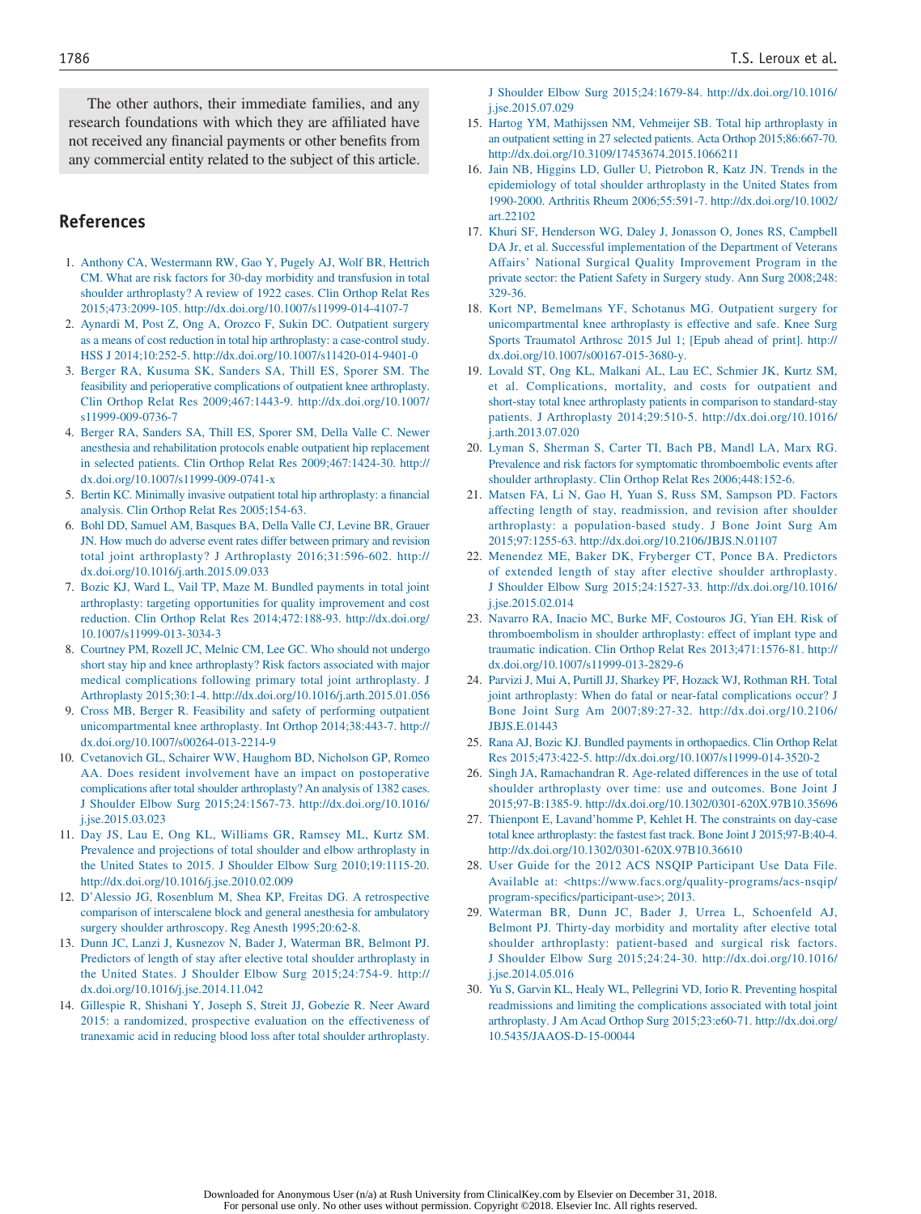The other authors, their immediate families, and any research foundations with which they are affiliated have not received any financial payments or other benefits from any commercial entity related to the subject of this article.

## References

1. Anthony CA, Westermann RW, Gao Y, Pugely AJ, Wolf BR, Hettrich CM. What are risk factors for 30-day morbidity and transfusion in total shoulder arthroplasty? A review of 1922 cases. Clin Orthop Relat Res 2015;473:2099-105. http://dx.doi.org/10.1007/s11999-014-4107-7
2. Aynardi M, Post Z, Ong A, Orozco F, Sukin DC. Outpatient surgery as a means of cost reduction in total hip arthroplasty: a case-control study. HSS J 2014;10:252-5. http://dx.doi.org/10.1007/s11420-014-9401-0
3. Berger RA, Kusuma SK, Sanders SA, Thill ES, Sporer SM. The feasibility and perioperative complications of outpatient knee arthroplasty. Clin Orthop Relat Res 2009;467:1443-9. http://dx.doi.org/10.1007/s11999-009-0736-7
4. Berger RA, Sanders SA, Thill ES, Sporer SM, Della Valle C. Newer anesthesia and rehabilitation protocols enable outpatient hip replacement in selected patients. Clin Orthop Relat Res 2009;467:1424-30. http://dx.doi.org/10.1007/s11999-009-0741-x
5. Bertin KC. Minimally invasive outpatient total hip arthroplasty: a financial analysis. Clin Orthop Relat Res 2005;154-63.
6. Bohl DD, Samuel AM, Basques BA, Della Valle CJ, Levine BR, Grauer JN. How much do adverse event rates differ between primary and revision total joint arthroplasty? J Arthroplasty 2016;31:596-602. http://dx.doi.org/10.1016/j.arth.2015.09.033
7. Bozic KJ, Ward L, Vail TP, Maze M. Bundled payments in total joint arthroplasty: targeting opportunities for quality improvement and cost reduction. Clin Orthop Relat Res 2014;472:188-93. http://dx.doi.org/10.1007/s11999-013-3034-3
8. Courtney PM, Rozell JC, Melnic CM, Lee GC. Who should not undergo short stay hip and knee arthroplasty? Risk factors associated with major medical complications following primary total joint arthroplasty. J Arthroplasty 2015;30:1-4. http://dx.doi.org/10.1016/j.arth.2015.01.056
9. Cross MB, Berger R. Feasibility and safety of performing outpatient unicompartmental knee arthroplasty. Int Orthop 2014;38:443-7. http://dx.doi.org/10.1007/s00264-013-2214-9
10. Cvetanovich GL, Schairer WW, Haughom BD, Nicholson GP, Romeo AA. Does resident involvement have an impact on postoperative complications after total shoulder arthroplasty? An analysis of 1382 cases. J Shoulder Elbow Surg 2015;24:1567-73. http://dx.doi.org/10.1016/j.jse.2015.03.023
11. Day JS, Lau E, Ong KL, Williams GR, Ramsey ML, Kurtz SM. Prevalence and projections of total shoulder and elbow arthroplasty in the United States to 2015. J Shoulder Elbow Surg 2010;19:1115-20. http://dx.doi.org/10.1016/j.jse.2010.02.009
12. D'Alessio JG, Rosenblum M, Shea KP, Freitas DG. A retrospective comparison of interscalene block and general anesthesia for ambulatory surgery shoulder arthroscopy. Reg Anesth 1995;20:62-8.
13. Dunn JC, Lanzi J, Kusnezov N, Bader J, Waterman BR, Belmont PJ. Predictors of length of stay after elective total shoulder arthroplasty in the United States. J Shoulder Elbow Surg 2015;24:754-9. http://dx.doi.org/10.1016/j.jse.2014.11.042
14. Gillespie R, Shishani Y, Joseph S, Streit JJ, Gobezie R. Neer Award 2015: a randomized, prospective evaluation on the effectiveness of tranexamic acid in reducing blood loss after total shoulder arthroplasty. J Shoulder Elbow Surg 2015;24:1679-84. http://dx.doi.org/10.1016/j.jse.2015.07.029
15. Hartog YM, Mathijssen NM, Vehmeijer SB. Total hip arthroplasty in an outpatient setting in 27 selected patients. Acta Orthop 2015;86:667-70. http://dx.doi.org/10.3109/17453674.2015.1066211
16. Jain NB, Higgins LD, Guller U, Pietrobon R, Katz JN. Trends in the epidemiology of total shoulder arthroplasty in the United States from 1990-2000. Arthritis Rheum 2006;55:591-7. http://dx.doi.org/10.1002/art.22102
17. Khuri SF, Henderson WG, Daley J, Jonasson O, Jones RS, Campbell DA Jr, et al. Successful implementation of the Department of Veterans Affairs' National Surgical Quality Improvement Program in the private sector: the Patient Safety in Surgery study. Ann Surg 2008;248:329-36.
18. Kort NP, Bemelmans YF, Schotanus MG. Outpatient surgery for unicompartmental knee arthroplasty is effective and safe. Knee Surg Sports Traumatol Arthrosc 2015 Jul 1; [Epub ahead of print]. http://dx.doi.org/10.1007/s00167-015-3680-y.
19. Lovald ST, Ong KL, Malkani AL, Lau EC, Schmier JK, Kurtz SM, et al. Complications, mortality, and costs for outpatient and short-stay total knee arthroplasty patients in comparison to standard-stay patients. J Arthroplasty 2014;29:510-5. http://dx.doi.org/10.1016/j.arth.2013.07.020
20. Lyman S, Sherman S, Carter TI, Bach PB, Mandl LA, Marx RG. Prevalence and risk factors for symptomatic thromboembolic events after shoulder arthroplasty. Clin Orthop Relat Res 2006;448:152-6.
21. Matsen FA, Li N, Gao H, Yuan S, Russ SM, Sampson PD. Factors affecting length of stay, readmission, and revision after shoulder arthroplasty: a population-based study. J Bone Joint Surg Am 2015;97:1255-63. http://dx.doi.org/10.2106/JBJS.N.01107
22. Menendez ME, Baker DK, Fryberger CT, Ponce BA. Predictors of extended length of stay after elective shoulder arthroplasty. J Shoulder Elbow Surg 2015;24:1527-33. http://dx.doi.org/10.1016/j.jse.2015.02.014
23. Navarro RA, Inacio MC, Burke MF, Costouros JG, Yian EH. Risk of thromboembolism in shoulder arthroplasty: effect of implant type and traumatic indication. Clin Orthop Relat Res 2013;471:1576-81. http://dx.doi.org/10.1007/s11999-013-2829-6
24. Parvizi J, Mui A, Purtill JJ, Sharkey PF, Hozack WJ, Rothman RH. Total joint arthroplasty: When do fatal or near-fatal complications occur? J Bone Joint Surg Am 2007;89:27-32. http://dx.doi.org/10.2106/JBJS.E.01443
25. Rana AJ, Bozic KJ. Bundled payments in orthopaedics. Clin Orthop Relat Res 2015;473:422-5. http://dx.doi.org/10.1007/s11999-014-3520-2
26. Singh JA, Ramachandran R. Age-related differences in the use of total shoulder arthroplasty over time: use and outcomes. Bone Joint J 2015;97-B:1385-9. http://dx.doi.org/10.1302/0301-620X.97B10.35696
27. Thienpont E, Lavand'homme P, Kehlet H. The constraints on day-case total knee arthroplasty: the fastest fast track. Bone Joint J 2015;97-B:40-4. http://dx.doi.org/10.1302/0301-620X.97B10.36610
28. User Guide for the 2012 ACS NSQIP Participant Use Data File. Available at: <https://www.facs.org/quality-programs/acs-nsqip/program-specifics/participant-use>; 2013.
29. Waterman BR, Dunn JC, Bader J, Urrea L, Schoenfeld AJ, Belmont PJ. Thirty-day morbidity and mortality after elective total shoulder arthroplasty: patient-based and surgical risk factors. J Shoulder Elbow Surg 2015;24:24-30. http://dx.doi.org/10.1016/j.jse.2014.05.016
30. Yu S, Garvin KL, Healy WL, Pellegrini VD, Iorio R. Preventing hospital readmissions and limiting the complications associated with total joint arthroplasty. J Am Acad Orthop Surg 2015;23:e60-71. http://dx.doi.org/10.5435/JAAOS-D-15-00044